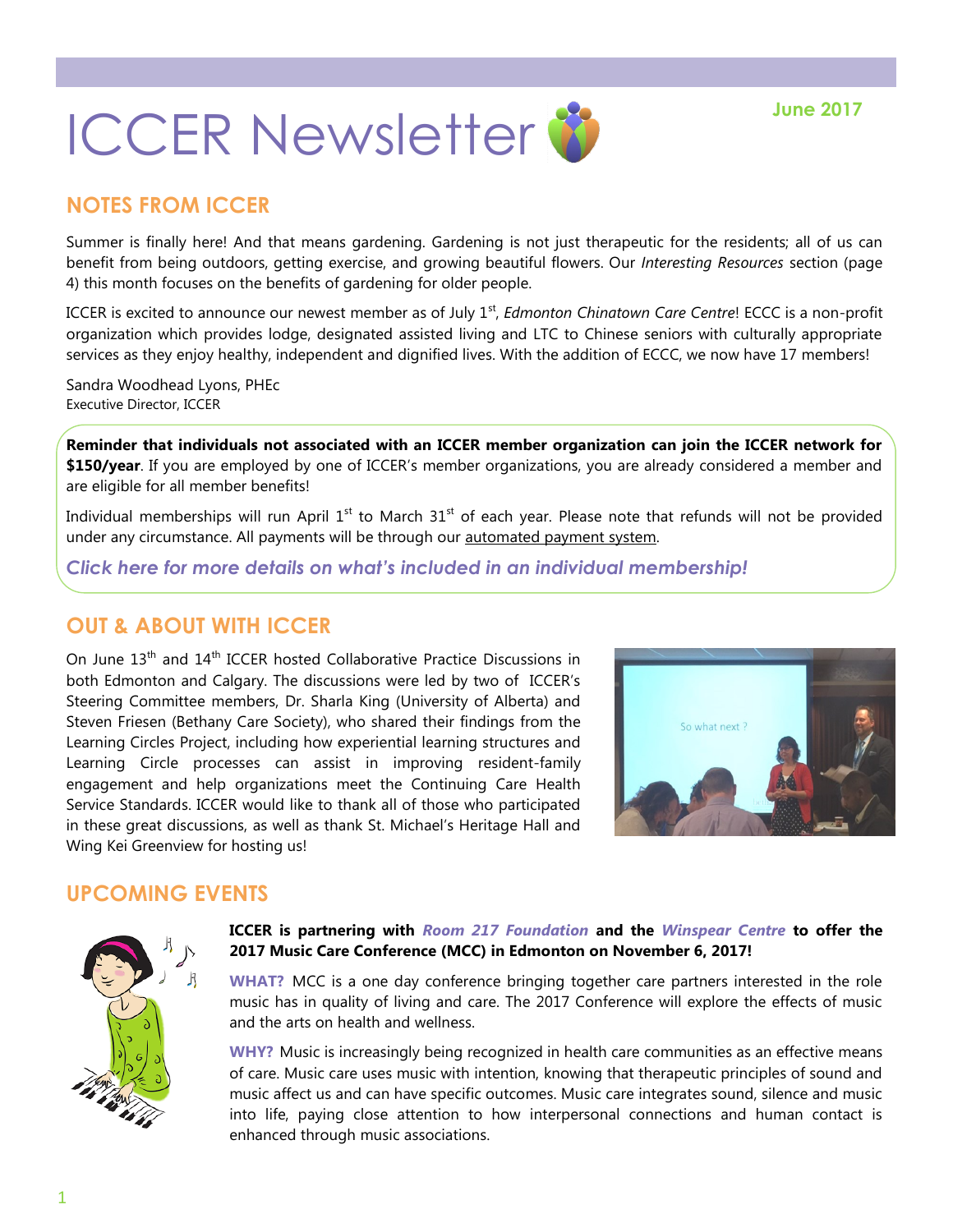# ICCER Newsletter

June 2017

## NOTES FROM ICCER

Summer is finally here! And that means gardening. Gardening is not just therapeutic for the residents; all of us can benefit from being outdoors, getting exercise, and growing beautiful flowers. Our *Interesting Resources* section (page 4) this month focuses on the benefits of gardening for older people.

ICCER is excited to announce our newest member as of July 1st, *Edmonton Chinatown Care Centre*! ECCC is a non-profit organization which provides lodge, designated assisted living and LTC to Chinese seniors with culturally appropriate services as they enjoy healthy, independent and dignified lives. With the addition of ECCC, we now have 17 members!

Sandra Woodhead Lyons, PHEc
Executive Director, ICCER

**Reminder that individuals not associated with an ICCER member organization can join the ICCER network for $150/year**. If you are employed by one of ICCER's member organizations, you are already considered a member and are eligible for all member benefits!

Individual memberships will run April 1st to March 31st of each year. Please note that refunds will not be provided under any circumstance. All payments will be through our automated payment system.

***Click here for more details on what's included in an individual membership!***

## OUT & ABOUT WITH ICCER

On June 13th and 14th ICCER hosted Collaborative Practice Discussions in both Edmonton and Calgary. The discussions were led by two of ICCER's Steering Committee members, Dr. Sharla King (University of Alberta) and Steven Friesen (Bethany Care Society), who shared their findings from the Learning Circles Project, including how experiential learning structures and Learning Circle processes can assist in improving resident-family engagement and help organizations meet the Continuing Care Health Service Standards. ICCER would like to thank all of those who participated in these great discussions, as well as thank St. Michael's Heritage Hall and Wing Kei Greenview for hosting us!

## UPCOMING EVENTS

**ICCER is partnering with *Room 217 Foundation* and the *Winspear Centre* to offer the 2017 Music Care Conference (MCC) in Edmonton on November 6, 2017!**

**WHAT?** MCC is a one day conference bringing together care partners interested in the role music has in quality of living and care. The 2017 Conference will explore the effects of music and the arts on health and wellness.

**WHY?** Music is increasingly being recognized in health care communities as an effective means of care. Music care uses music with intention, knowing that therapeutic principles of sound and music affect us and can have specific outcomes. Music care integrates sound, silence and music into life, paying close attention to how interpersonal connections and human contact is enhanced through music associations.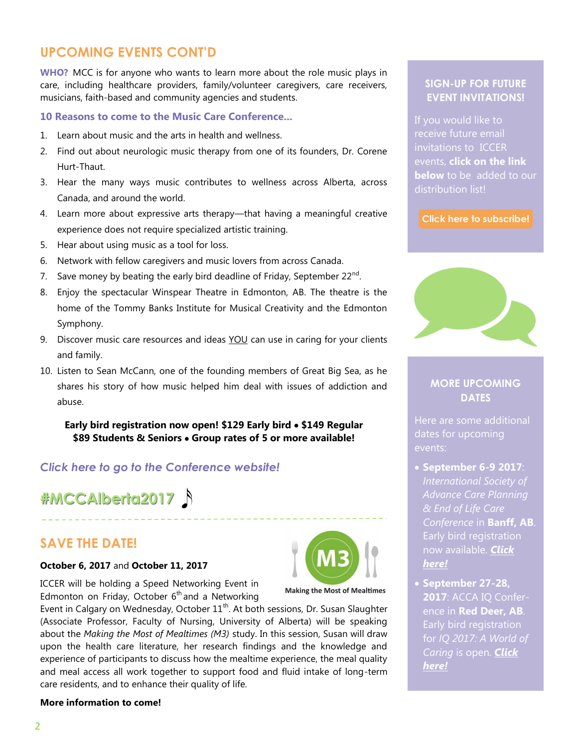## UPCOMING EVENTS CONT'D

**WHO?** MCC is for anyone who wants to learn more about the role music plays in care, including healthcare providers, family/volunteer caregivers, care receivers, musicians, faith-based and community agencies and students.

### 10 Reasons to come to the Music Care Conference...

1. Learn about music and the arts in health and wellness.
2. Find out about neurologic music therapy from one of its founders, Dr. Corene Hurt-Thaut.
3. Hear the many ways music contributes to wellness across Alberta, across Canada, and around the world.
4. Learn more about expressive arts therapy—that having a meaningful creative experience does not require specialized artistic training.
5. Hear about using music as a tool for loss.
6. Network with fellow caregivers and music lovers from across Canada.
7. Save money by beating the early bird deadline of Friday, September 22nd.
8. Enjoy the spectacular Winspear Theatre in Edmonton, AB. The theatre is the home of the Tommy Banks Institute for Musical Creativity and the Edmonton Symphony.
9. Discover music care resources and ideas YOU can use in caring for your clients and family.
10. Listen to Sean McCann, one of the founding members of Great Big Sea, as he shares his story of how music helped him deal with issues of addiction and abuse.

**Early bird registration now open! $129 Early bird • $149 Regular**
**$89 Students & Seniors • Group rates of 5 or more available!**

*Click here to go to the Conference website!*

**#MCCAlberta2017**

## SAVE THE DATE!

**October 6, 2017** and **October 11, 2017**

M3 — Making the Most of Mealtimes

ICCER will be holding a Speed Networking Event in Edmonton on Friday, October 6th and a Networking Event in Calgary on Wednesday, October 11th. At both sessions, Dr. Susan Slaughter (Associate Professor, Faculty of Nursing, University of Alberta) will be speaking about the *Making the Most of Mealtimes (M3)* study. In this session, Susan will draw upon the health care literature, her research findings and the knowledge and experience of participants to discuss how the mealtime experience, the meal quality and meal access all work together to support food and fluid intake of long-term care residents, and to enhance their quality of life.

**More information to come!**

### SIGN-UP FOR FUTURE EVENT INVITATIONS!

If you would like to receive future email invitations to ICCER events, **click on the link below** to be added to our distribution list!

**Click here to subscribe!**

### MORE UPCOMING DATES

Here are some additional dates for upcoming events:

- **September 6-9 2017**: *International Society of Advance Care Planning & End of Life Care Conference* in **Banff, AB**. Early bird registration now available. ***Click here!***
- **September 27-28, 2017**: ACCA IQ Conference in **Red Deer, AB**. Early bird registration for *IQ 2017: A World of Caring* is open. ***Click here!***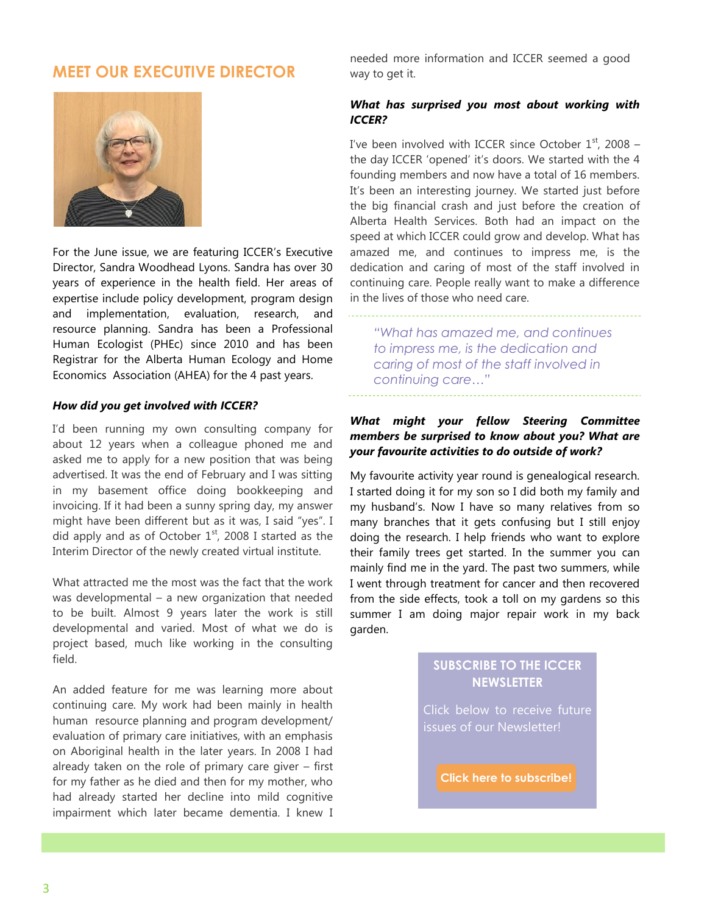## MEET OUR EXECUTIVE DIRECTOR

For the June issue, we are featuring ICCER's Executive Director, Sandra Woodhead Lyons. Sandra has over 30 years of experience in the health field. Her areas of expertise include policy development, program design and implementation, evaluation, research, and resource planning. Sandra has been a Professional Human Ecologist (PHEc) since 2010 and has been Registrar for the Alberta Human Ecology and Home Economics Association (AHEA) for the 4 past years.

***How did you get involved with ICCER?***

I'd been running my own consulting company for about 12 years when a colleague phoned me and asked me to apply for a new position that was being advertised. It was the end of February and I was sitting in my basement office doing bookkeeping and invoicing. If it had been a sunny spring day, my answer might have been different but as it was, I said "yes". I did apply and as of October 1st, 2008 I started as the Interim Director of the newly created virtual institute.

What attracted me the most was the fact that the work was developmental – a new organization that needed to be built. Almost 9 years later the work is still developmental and varied. Most of what we do is project based, much like working in the consulting field.

An added feature for me was learning more about continuing care. My work had been mainly in health human resource planning and program development/ evaluation of primary care initiatives, with an emphasis on Aboriginal health in the later years. In 2008 I had already taken on the role of primary care giver – first for my father as he died and then for my mother, who had already started her decline into mild cognitive impairment which later became dementia. I knew I needed more information and ICCER seemed a good way to get it.

***What has surprised you most about working with ICCER?***

I've been involved with ICCER since October 1st, 2008 – the day ICCER 'opened' it's doors. We started with the 4 founding members and now have a total of 16 members. It's been an interesting journey. We started just before the big financial crash and just before the creation of Alberta Health Services. Both had an impact on the speed at which ICCER could grow and develop. What has amazed me, and continues to impress me, is the dedication and caring of most of the staff involved in continuing care. People really want to make a difference in the lives of those who need care.

> *"What has amazed me, and continues to impress me, is the dedication and caring of most of the staff involved in continuing care…"*

***What might your fellow Steering Committee members be surprised to know about you? What are your favourite activities to do outside of work?***

My favourite activity year round is genealogical research. I started doing it for my son so I did both my family and my husband's. Now I have so many relatives from so many branches that it gets confusing but I still enjoy doing the research. I help friends who want to explore their family trees get started. In the summer you can mainly find me in the yard. The past two summers, while I went through treatment for cancer and then recovered from the side effects, took a toll on my gardens so this summer I am doing major repair work in my back garden.

**SUBSCRIBE TO THE ICCER NEWSLETTER**

Click below to receive future issues of our Newsletter!

**Click here to subscribe!**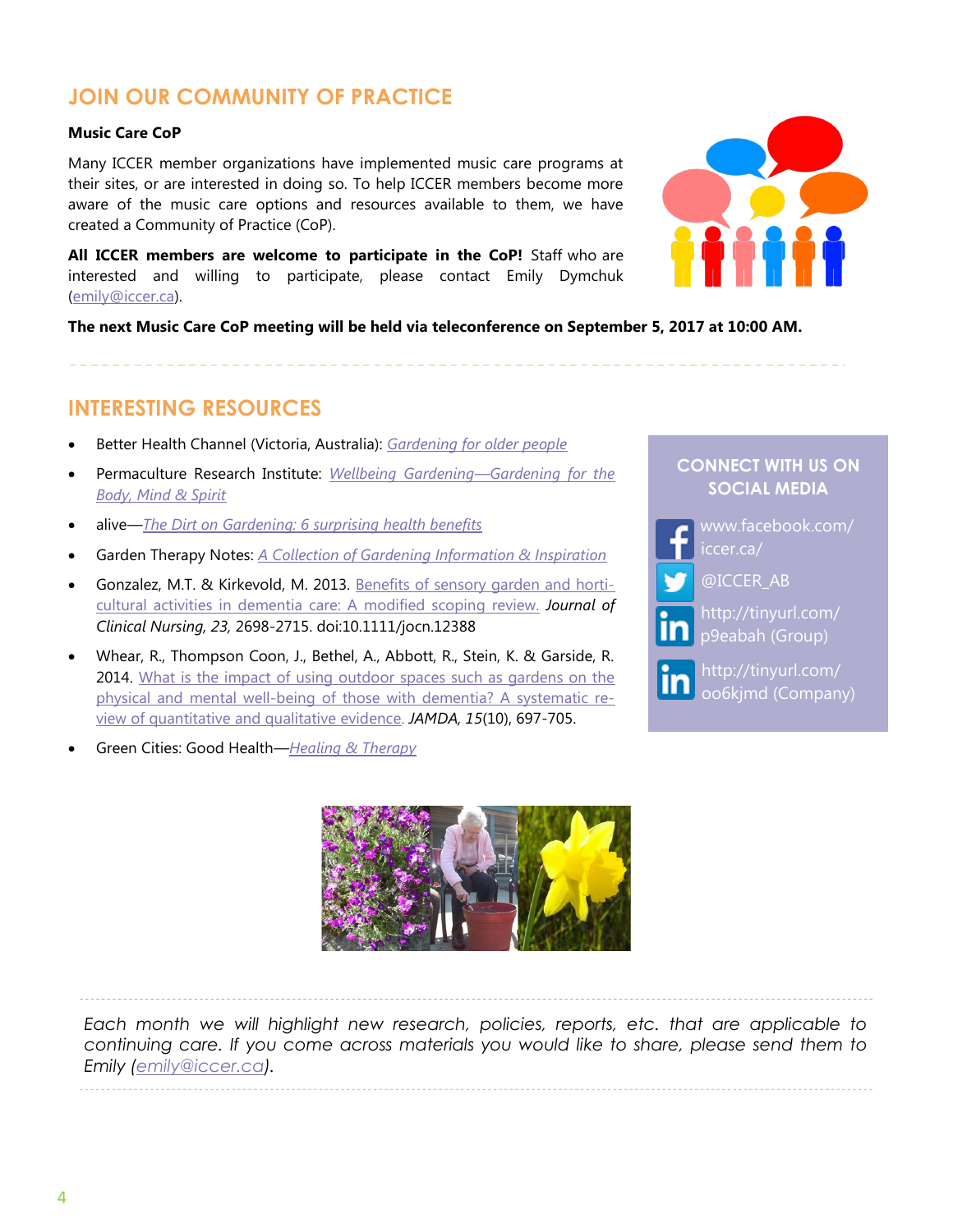## JOIN OUR COMMUNITY OF PRACTICE

**Music Care CoP**

Many ICCER member organizations have implemented music care programs at their sites, or are interested in doing so. To help ICCER members become more aware of the music care options and resources available to them, we have created a Community of Practice (CoP).

**All ICCER members are welcome to participate in the CoP!** Staff who are interested and willing to participate, please contact Emily Dymchuk (emily@iccer.ca).

**The next Music Care CoP meeting will be held via teleconference on September 5, 2017 at 10:00 AM.**

## INTERESTING RESOURCES

- Better Health Channel (Victoria, Australia): *Gardening for older people*
- Permaculture Research Institute: *Wellbeing Gardening—Gardening for the Body, Mind & Spirit*
- alive—*The Dirt on Gardening: 6 surprising health benefits*
- Garden Therapy Notes: *A Collection of Gardening Information & Inspiration*
- Gonzalez, M.T. & Kirkevold, M. 2013. Benefits of sensory garden and horticultural activities in dementia care: A modified scoping review. *Journal of Clinical Nursing, 23,* 2698-2715. doi:10.1111/jocn.12388
- Whear, R., Thompson Coon, J., Bethel, A., Abbott, R., Stein, K. & Garside, R. 2014. What is the impact of using outdoor spaces such as gardens on the physical and mental well-being of those with dementia? A systematic review of quantitative and qualitative evidence. *JAMDA, 15*(10), 697-705.
- Green Cities: Good Health—*Healing & Therapy*

### CONNECT WITH US ON SOCIAL MEDIA

- www.facebook.com/iccer.ca/
- @ICCER_AB
- http://tinyurl.com/p9eabah (Group)
- http://tinyurl.com/oo6kjmd (Company)

*Each month we will highlight new research, policies, reports, etc. that are applicable to continuing care. If you come across materials you would like to share, please send them to Emily (emily@iccer.ca).*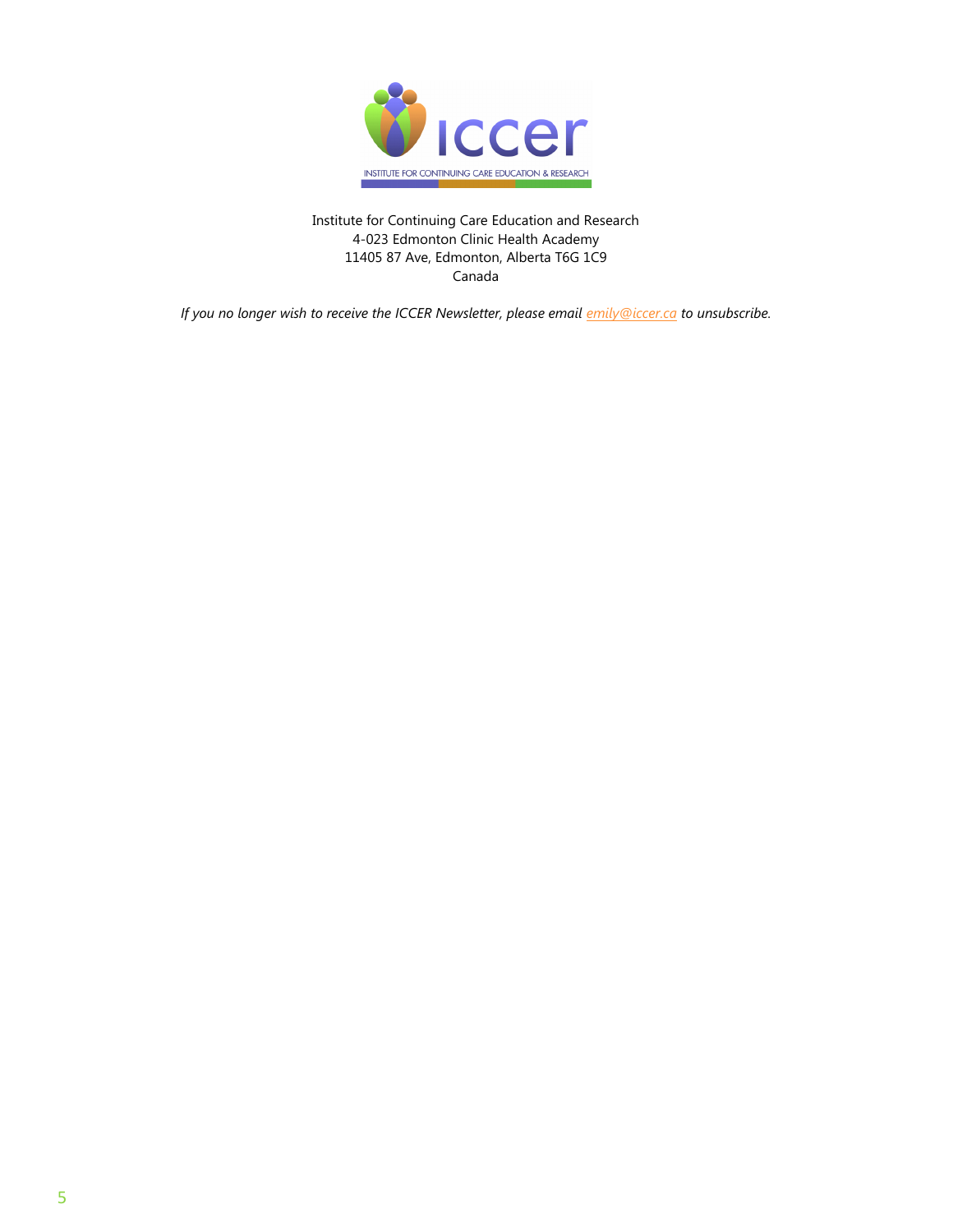Institute for Continuing Care Education and Research
4-023 Edmonton Clinic Health Academy
11405 87 Ave, Edmonton, Alberta T6G 1C9
Canada

*If you no longer wish to receive the ICCER Newsletter, please email emily@iccer.ca to unsubscribe.*